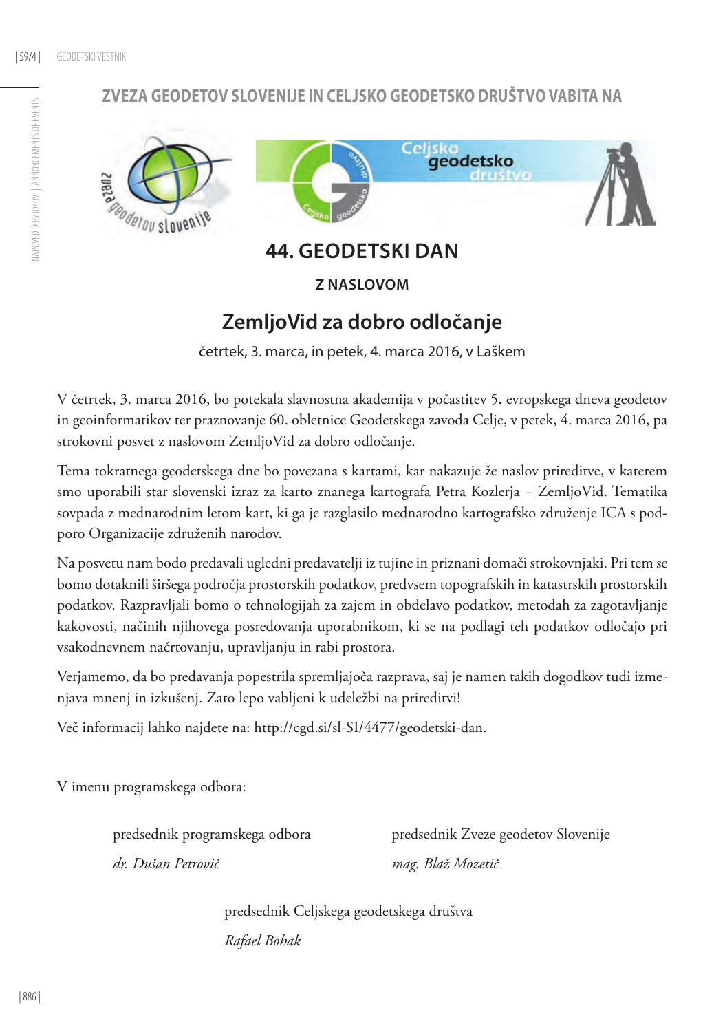## ZVEZA GEODETOV SLOVENIJE IN CELJSKO GEODETSKO DRUŠTVO VABITA NA

# 44. GEODETSKI DAN

### Z NASLOVOM

## ZemljoVid za dobro odločanje

četrtek, 3. marca, in petek, 4. marca 2016, v Laškem

V četrtek, 3. marca 2016, bo potekala slavnostna akademija v počastitev 5. evropskega dneva geodetov in geoinformatikov ter praznovanje 60. obletnice Geodetskega zavoda Celje, v petek, 4. marca 2016, pa strokovni posvet z naslovom ZemljoVid za dobro odločanje.

Tema tokratnega geodetskega dne bo povezana s kartami, kar nakazuje že naslov prireditve, v katerem smo uporabili star slovenski izraz za karto znanega kartografa Petra Kozlerja – ZemljoVid. Tematika sovpada z mednarodnim letom kart, ki ga je razglasilo mednarodno kartografsko združenje ICA s podporo Organizacije združenih narodov.

Na posvetu nam bodo predavali ugledni predavatelji iz tujine in priznani domači strokovnjaki. Pri tem se bomo dotaknili širšega področja prostorskih podatkov, predvsem topografskih in katastrskih prostorskih podatkov. Razpravljali bomo o tehnologijah za zajem in obdelavo podatkov, metodah za zagotavljanje kakovosti, načinih njihovega posredovanja uporabnikom, ki se na podlagi teh podatkov odločajo pri vsakodnevnem načrtovanju, upravljanju in rabi prostora.

Verjamemo, da bo predavanja popestrila spremljajoča razprava, saj je namen takih dogodkov tudi izmenjava mnenj in izkušenj. Zato lepo vabljeni k udeležbi na prireditvi!

Več informacij lahko najdete na: http://cgd.si/sl-SI/4477/geodetski-dan.

V imenu programskega odbora:

predsednik programskega odbora
*dr. Dušan Petrovič*

predsednik Zveze geodetov Slovenije
*mag. Blaž Mozetič*

predsednik Celjskega geodetskega društva
*Rafael Bohak*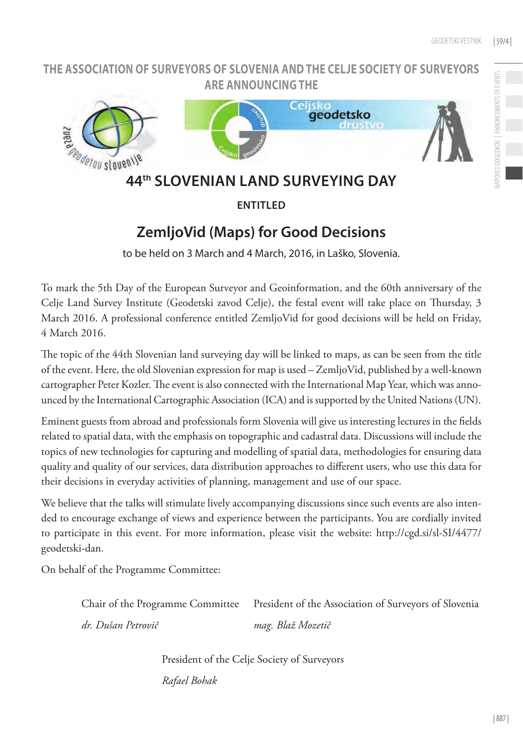## THE ASSOCIATION OF SURVEYORS OF SLOVENIA AND THE CELJE SOCIETY OF SURVEYORS ARE ANNOUNCING THE

# 44th SLOVENIAN LAND SURVEYING DAY

**ENTITLED**

## ZemljoVid (Maps) for Good Decisions

to be held on 3 March and 4 March, 2016, in Laško, Slovenia.

To mark the 5th Day of the European Surveyor and Geoinformation, and the 60th anniversary of the Celje Land Survey Institute (Geodetski zavod Celje), the festal event will take place on Thursday, 3 March 2016. A professional conference entitled ZemljoVid for good decisions will be held on Friday, 4 March 2016.

The topic of the 44th Slovenian land surveying day will be linked to maps, as can be seen from the title of the event. Here, the old Slovenian expression for map is used – ZemljoVid, published by a well-known cartographer Peter Kozler. The event is also connected with the International Map Year, which was announced by the International Cartographic Association (ICA) and is supported by the United Nations (UN).

Eminent guests from abroad and professionals form Slovenia will give us interesting lectures in the fields related to spatial data, with the emphasis on topographic and cadastral data. Discussions will include the topics of new technologies for capturing and modelling of spatial data, methodologies for ensuring data quality and quality of our services, data distribution approaches to different users, who use this data for their decisions in everyday activities of planning, management and use of our space.

We believe that the talks will stimulate lively accompanying discussions since such events are also intended to encourage exchange of views and experience between the participants. You are cordially invited to participate in this event. For more information, please visit the website: http://cgd.si/sl-SI/4477/geodetski-dan.

On behalf of the Programme Committee:

Chair of the Programme Committee
*dr. Dušan Petrovič*

President of the Association of Surveyors of Slovenia
*mag. Blaž Mozetič*

President of the Celje Society of Surveyors
*Rafael Bohak*